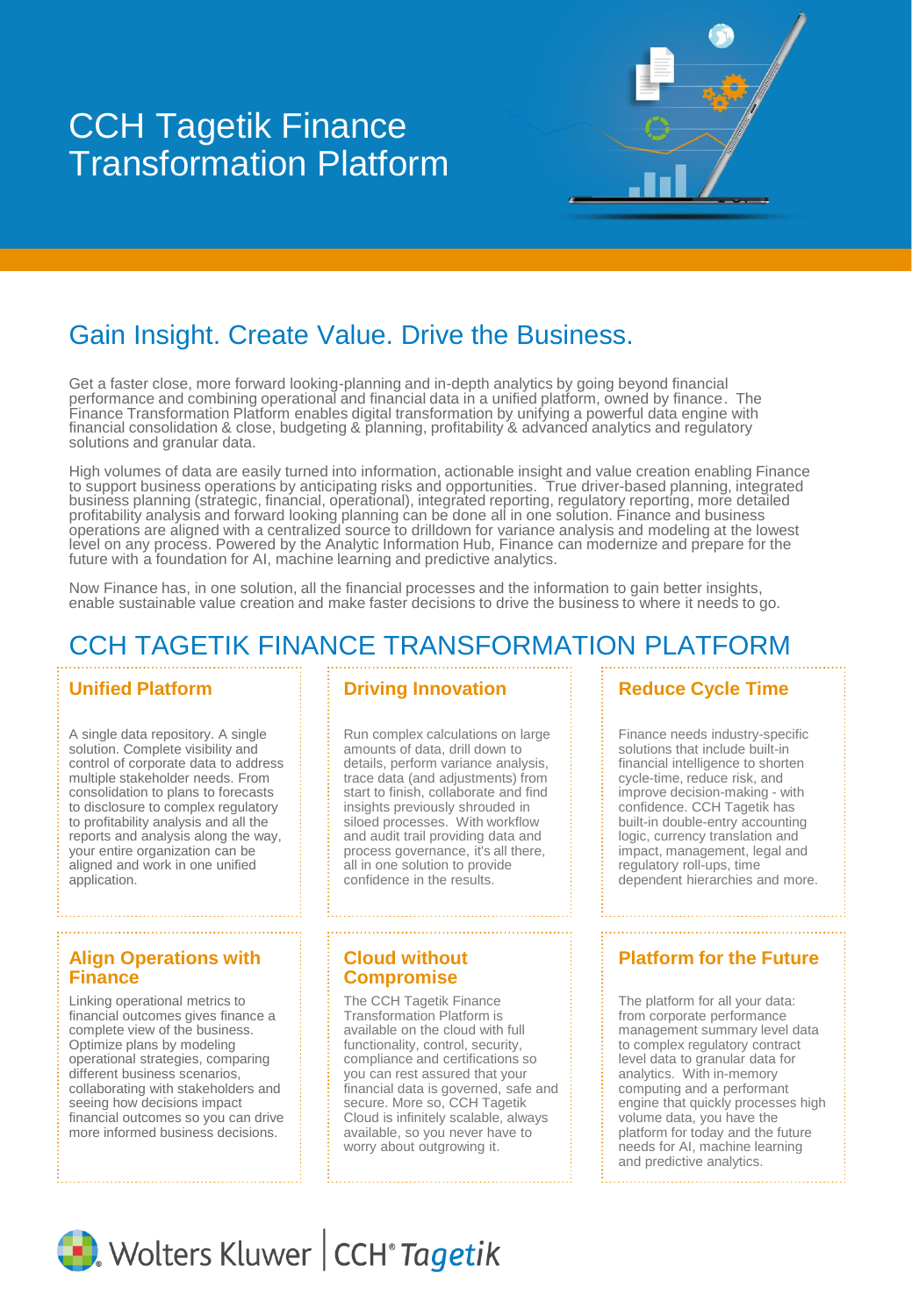# CCH Tagetik Finance Transformation Platform

## Gain Insight. Create Value. Drive the Business.

Get a faster close, more forward looking-planning and in-depth analytics by going beyond financial performance and combining operational and financial data in a unified platform, owned by finance. The Finance Transformation Platform enables digital transformation by unifying a powerful data engine with financial consolidation & close, budgeting & planning, profitability & advanced analytics and regulatory solutions and granular data.

High volumes of data are easily turned into information, actionable insight and value creation enabling Finance to support business operations by anticipating risks and opportunities. True driver-based planning, integrated business planning (strategic, financial, operational), integrated reporting, regulatory reporting, more detailed profitability analysis and forward looking planning can be done all in one solution. Finance and business operations are aligned with a centralized source to drilldown for variance analysis and modeling at the lowest level on any process. Powered by the Analytic Information Hub, Finance can modernize and prepare for the future with a foundation for AI, machine learning and predictive analytics.

Now Finance has, in one solution, all the financial processes and the information to gain better insights, enable sustainable value creation and make faster decisions to drive the business to where it needs to go.

## CCH TAGETIK FINANCE TRANSFORMATION PLATFORM

### Unified Platform

A single data repository. A single solution. Complete visibility and control of corporate data to address multiple stakeholder needs. From consolidation to plans to forecasts to disclosure to complex regulatory to profitability analysis and all the reports and analysis along the way, your entire organization can be aligned and work in one unified application.

### Driving Innovation

Run complex calculations on large amounts of data, drill down to details, perform variance analysis, trace data (and adjustments) from start to finish and find insights previously shrouded in siloed processes. With workflow and audit trail providing data and process governance, it's all there, all in one solution to provide confidence in the results.

### Reduce Cycle Time

Finance needs industry-specific solutions that include built-in financial intelligence to shorten cycle-time, reduce risk, and improve decision-making - with confidence. CCH Tagetik has built-in double-entry accounting logic, currency translation and impact, management, legal and regulatory roll-ups, time dependent hierarchies and more.

### Align Operations with Finance

Linking operational metrics to financial outcomes gives finance a complete view of the business. Optimize plans by modeling operational strategies, comparing different business scenarios, collaborating with stakeholders and seeing how decisions impact financial outcomes so you can drive more informed business decisions.

### Cloud without Compromise

The CCH Tagetik Finance Transformation Platform is available on the cloud with full functionality, control, security, compliance and certifications so you can rest assured that your financial data is governed, safe and secure. More so, CCH Tagetik Cloud is infinitely scalable, always available, so you never have to worry about outgrowing it.

### Platform for the Future

The platform for all your data: from corporate performance management summary level data to complex regulatory contract level data to granular data for analytics. With in-memory computing and a performant engine that quickly processes high volume data, you have the platform for today and the future needs for AI, machine learning and predictive analytics.

Wolters Kluwer | CCH® Tagetik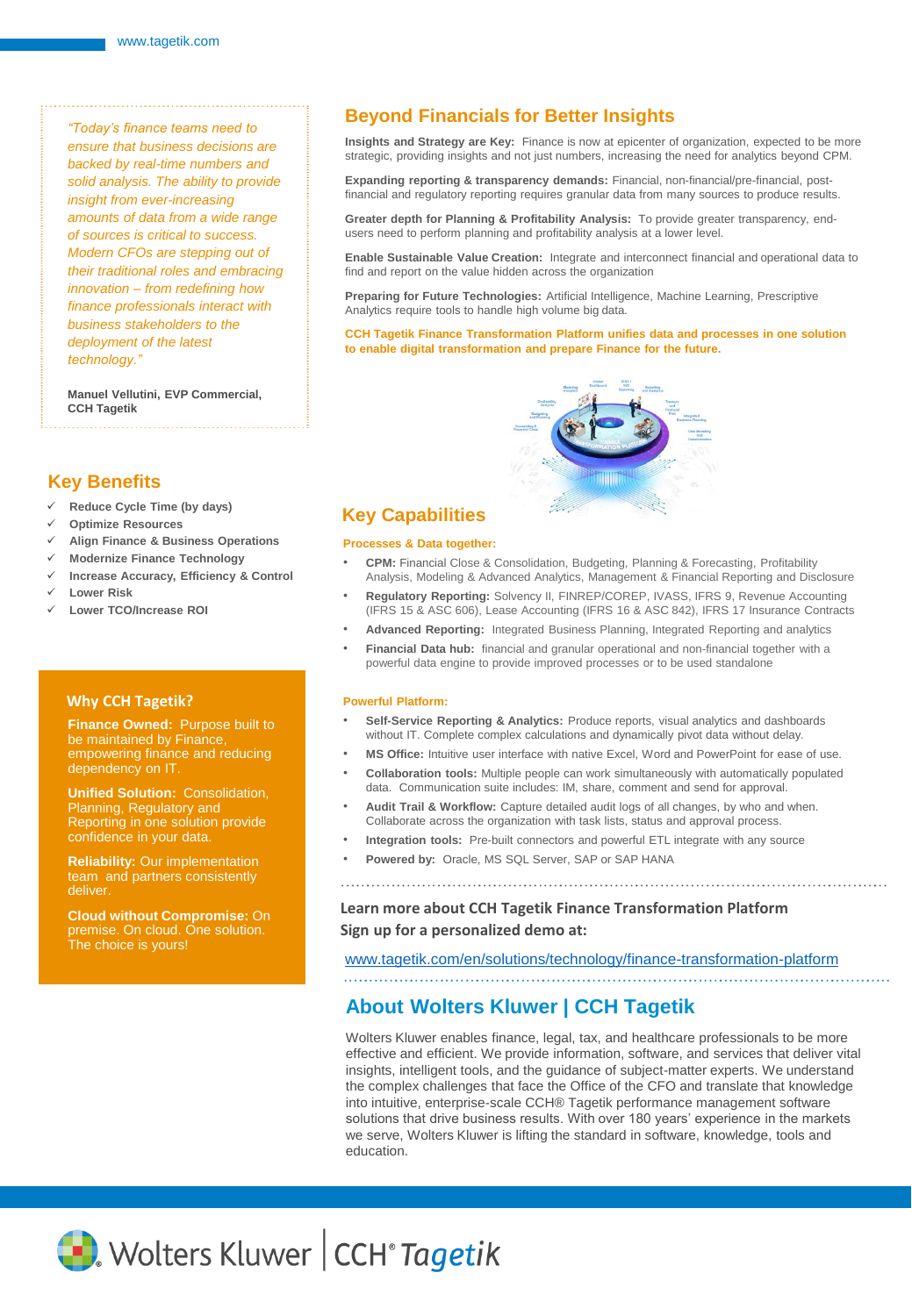*"Today's finance teams need to ensure that business decisions are backed by real-time numbers and solid analysis. The ability to provide insight from ever-increasing amounts of data from a wide range of sources is critical to success. Modern CFOs are stepping out of their traditional roles and embracing innovation – from redefining how finance professionals interact with business stakeholders to the deployment of the latest technology."*

**Manuel Vellutini, EVP Commercial, CCH Tagetik**

## Key Benefits

- ✓ Reduce Cycle Time (by days)
- ✓ Optimize Resources
- ✓ Align Finance & Business Operations
- ✓ Modernize Finance Technology
- ✓ Increase Accuracy, Efficiency & Control
- ✓ Lower Risk
- ✓ Lower TCO/Increase ROI

### Why CCH Tagetik?

**Finance Owned:** Purpose built to be maintained by Finance, empowering finance and reducing dependency on IT.

**Unified Solution:** Consolidation, Planning, Regulatory and Reporting in one solution provide confidence in your data.

**Reliability:** Our implementation team and partners consistently deliver.

**Cloud without Compromise:** On premise. On cloud. One solution. The choice is yours!

## Beyond Financials for Better Insights

**Insights and Strategy are Key:** Finance is now at epicenter of organization, expected to be more strategic, providing insights and not just numbers, increasing the need for analytics beyond CPM.

**Expanding reporting & transparency demands:** Financial, non-financial/pre-financial, post-financial and regulatory reporting requires granular data from many sources to produce results.

**Greater depth for Planning & Profitability Analysis:** To provide greater transparency, end-users need to perform planning and profitability analysis at a lower level.

**Enable Sustainable Value Creation:** Integrate and interconnect financial and operational data to find and report on the value hidden across the organization

**Preparing for Future Technologies:** Artificial Intelligence, Machine Learning, Prescriptive Analytics require tools to handle high volume big data.

**CCH Tagetik Finance Transformation Platform unifies data and processes in one solution to enable digital transformation and prepare Finance for the future.**

## Key Capabilities

**Processes & Data together:**

- **CPM:** Financial Close & Consolidation, Budgeting, Planning & Forecasting, Profitability Analysis, Modeling & Advanced Analytics, Management & Financial Reporting and Disclosure
- **Regulatory Reporting:** Solvency II, FINREP/COREP, IVASS, IFRS 9, Revenue Accounting (IFRS 15 & ASC 606), Lease Accounting (IFRS 16 & ASC 842), IFRS 17 Insurance Contracts
- **Advanced Reporting:** Integrated Business Planning, Integrated Reporting and analytics
- **Financial Data hub:** financial and granular operational and non-financial together with a powerful data engine to provide improved processes or to be used standalone

**Powerful Platform:**

- **Self-Service Reporting & Analytics:** Produce reports, visual analytics and dashboards without IT. Complete complex calculations and dynamically pivot data without delay.
- **MS Office:** Intuitive user interface with native Excel, Word and PowerPoint for ease of use.
- **Collaboration tools:** Multiple people can work simultaneously with automatically populated data. Communication suite includes: IM, share, comment and send for approval.
- **Audit Trail & Workflow:** Capture detailed audit logs of all changes, by who and when. Collaborate across the organization with task lists, status and approval process.
- **Integration tools:** Pre-built connectors and powerful ETL integrate with any source
- **Powered by:** Oracle, MS SQL Server, SAP or SAP HANA

**Learn more about CCH Tagetik Finance Transformation Platform**
**Sign up for a personalized demo at:**

www.tagetik.com/en/solutions/technology/finance-transformation-platform

## About Wolters Kluwer | CCH Tagetik

Wolters Kluwer enables finance, legal, tax, and healthcare professionals to be more effective and efficient. We provide information, software, and services that deliver vital insights, intelligent tools, and the guidance of subject-matter experts. We understand the complex challenges that face the Office of the CFO and translate that knowledge into intuitive, enterprise-scale CCH® Tagetik performance management software solutions that drive business results. With over 180 years' experience in the markets we serve, Wolters Kluwer is lifting the standard in software, knowledge, tools and education.

Wolters Kluwer | CCH® Tagetik